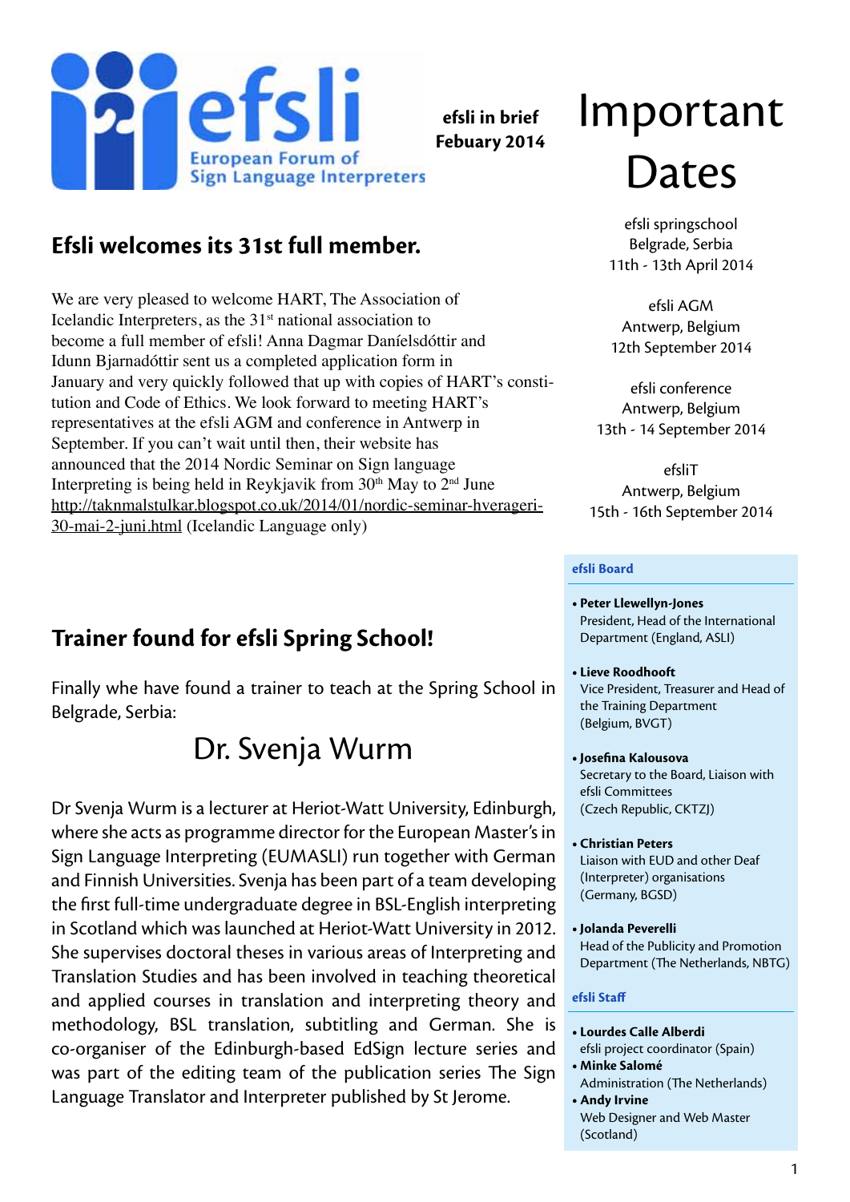# efsli

European Forum of Sign Language Interpreters

**efsli in brief**
**Febuary 2014**

## Efsli welcomes its 31st full member.

We are very pleased to welcome HART, The Association of Icelandic Interpreters, as the 31st national association to become a full member of efsli! Anna Dagmar Daníelsdóttir and Idunn Bjarnadóttir sent us a completed application form in January and very quickly followed that up with copies of HART's constitution and Code of Ethics. We look forward to meeting HART's representatives at the efsli AGM and conference in Antwerp in September. If you can't wait until then, their website has announced that the 2014 Nordic Seminar on Sign language Interpreting is being held in Reykjavik from 30th May to 2nd June http://taknmalstulkar.blogspot.co.uk/2014/01/nordic-seminar-hverageri-30-mai-2-juni.html (Icelandic Language only)

## Trainer found for efsli Spring School!

Finally whe have found a trainer to teach at the Spring School in Belgrade, Serbia:

### Dr. Svenja Wurm

Dr Svenja Wurm is a lecturer at Heriot-Watt University, Edinburgh, where she acts as programme director for the European Master's in Sign Language Interpreting (EUMASLI) run together with German and Finnish Universities. Svenja has been part of a team developing the first full-time undergraduate degree in BSL-English interpreting in Scotland which was launched at Heriot-Watt University in 2012. She supervises doctoral theses in various areas of Interpreting and Translation Studies and has been involved in teaching theoretical and applied courses in translation and interpreting theory and methodology, BSL translation, subtitling and German. She is co-organiser of the Edinburgh-based EdSign lecture series and was part of the editing team of the publication series The Sign Language Translator and Interpreter published by St Jerome.

# Important Dates

efsli springschool
Belgrade, Serbia
11th - 13th April 2014

efsli AGM
Antwerp, Belgium
12th September 2014

efsli conference
Antwerp, Belgium
13th - 14 September 2014

efsliT
Antwerp, Belgium
15th - 16th September 2014

**efsli Board**

- **Peter Llewellyn-Jones**
  President, Head of the International Department (England, ASLI)
- **Lieve Roodhooft**
  Vice President, Treasurer and Head of the Training Department (Belgium, BVGT)
- **Josefina Kalousova**
  Secretary to the Board, Liaison with efsli Committees (Czech Republic, CKTZJ)
- **Christian Peters**
  Liaison with EUD and other Deaf (Interpreter) organisations (Germany, BGSD)
- **Jolanda Peverelli**
  Head of the Publicity and Promotion Department (The Netherlands, NBTG)

**efsli Staff**

- **Lourdes Calle Alberdi**
  efsli project coordinator (Spain)
- **Minke Salomé**
  Administration (The Netherlands)
- **Andy Irvine**
  Web Designer and Web Master (Scotland)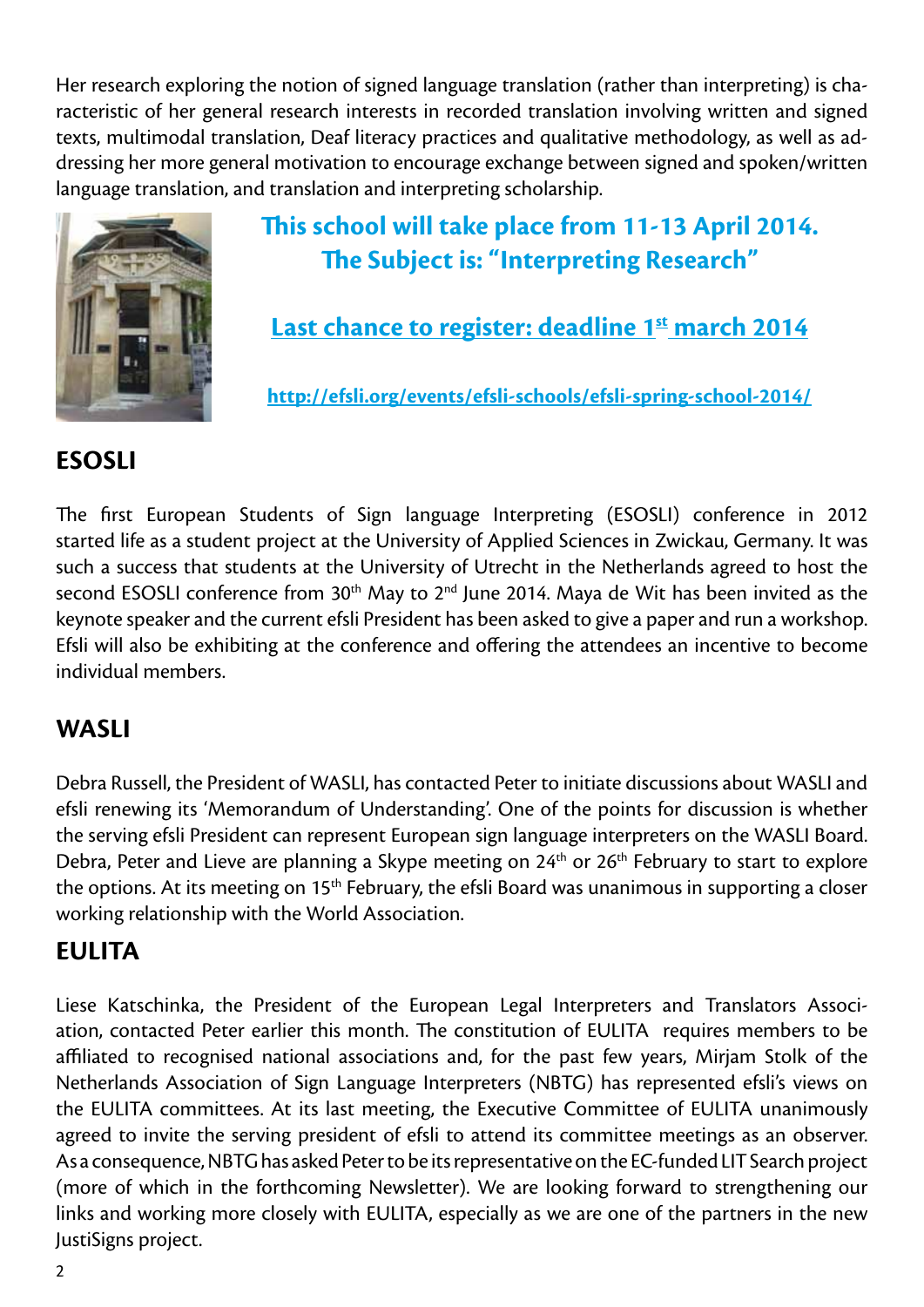Her research exploring the notion of signed language translation (rather than interpreting) is characteristic of her general research interests in recorded translation involving written and signed texts, multimodal translation, Deaf literacy practices and qualitative methodology, as well as addressing her more general motivation to encourage exchange between signed and spoken/written language translation, and translation and interpreting scholarship.

**This school will take place from 11-13 April 2014.**
**The Subject is: "Interpreting Research"**

**Last chance to register: deadline 1st march 2014**

**http://efsli.org/events/efsli-schools/efsli-spring-school-2014/**

## ESOSLI

The first European Students of Sign language Interpreting (ESOSLI) conference in 2012 started life as a student project at the University of Applied Sciences in Zwickau, Germany. It was such a success that students at the University of Utrecht in the Netherlands agreed to host the second ESOSLI conference from 30th May to 2nd June 2014. Maya de Wit has been invited as the keynote speaker and the current efsli President has been asked to give a paper and run a workshop. Efsli will also be exhibiting at the conference and offering the attendees an incentive to become individual members.

## WASLI

Debra Russell, the President of WASLI, has contacted Peter to initiate discussions about WASLI and efsli renewing its 'Memorandum of Understanding'. One of the points for discussion is whether the serving efsli President can represent European sign language interpreters on the WASLI Board. Debra, Peter and Lieve are planning a Skype meeting on 24th or 26th February to start to explore the options. At its meeting on 15th February, the efsli Board was unanimous in supporting a closer working relationship with the World Association.

## EULITA

Liese Katschinka, the President of the European Legal Interpreters and Translators Association, contacted Peter earlier this month. The constitution of EULITA requires members to be affiliated to recognised national associations and, for the past few years, Mirjam Stolk of the Netherlands Association of Sign Language Interpreters (NBTG) has represented efsli's views on the EULITA committees. At its last meeting, the Executive Committee of EULITA unanimously agreed to invite the serving president of efsli to attend its committee meetings as an observer. As a consequence, NBTG has asked Peter to be its representative on the EC-funded LIT Search project (more of which in the forthcoming Newsletter). We are looking forward to strengthening our links and working more closely with EULITA, especially as we are one of the partners in the new JustiSigns project.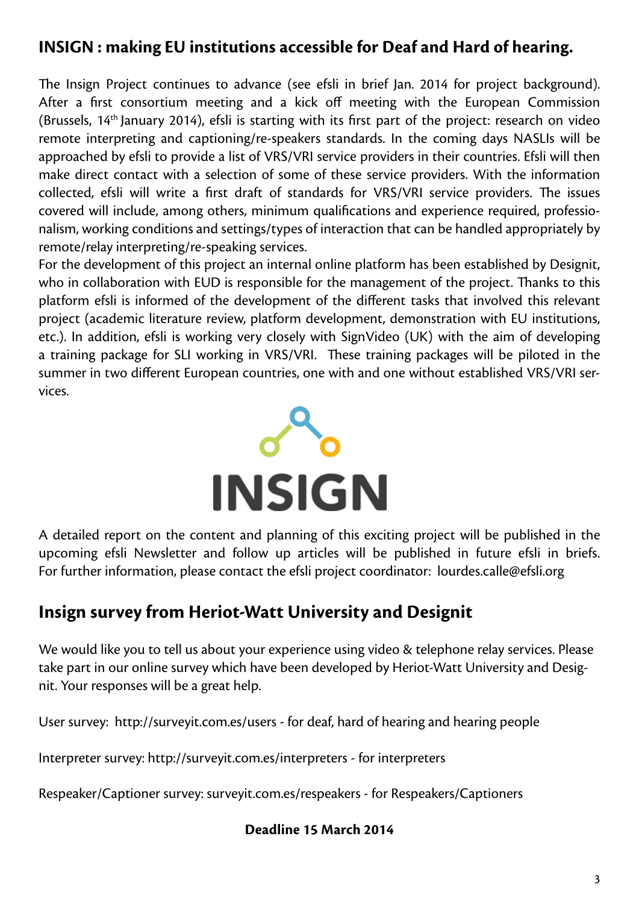## INSIGN : making EU institutions accessible for Deaf and Hard of hearing.

The Insign Project continues to advance (see efsli in brief Jan. 2014 for project background). After a first consortium meeting and a kick off meeting with the European Commission (Brussels, 14th January 2014), efsli is starting with its first part of the project: research on video remote interpreting and captioning/re-speakers standards. In the coming days NASLIs will be approached by efsli to provide a list of VRS/VRI service providers in their countries. Efsli will then make direct contact with a selection of some of these service providers. With the information collected, efsli will write a first draft of standards for VRS/VRI service providers. The issues covered will include, among others, minimum qualifications and experience required, professionalism, working conditions and settings/types of interaction that can be handled appropriately by remote/relay interpreting/re-speaking services.

For the development of this project an internal online platform has been established by Designit, who in collaboration with EUD is responsible for the management of the project. Thanks to this platform efsli is informed of the development of the different tasks that involved this relevant project (academic literature review, platform development, demonstration with EU institutions, etc.). In addition, efsli is working very closely with SignVideo (UK) with the aim of developing a training package for SLI working in VRS/VRI. These training packages will be piloted in the summer in two different European countries, one with and one without established VRS/VRI services.

INSIGN

A detailed report on the content and planning of this exciting project will be published in the upcoming efsli Newsletter and follow up articles will be published in future efsli in briefs. For further information, please contact the efsli project coordinator: lourdes.calle@efsli.org

## Insign survey from Heriot-Watt University and Designit

We would like you to tell us about your experience using video & telephone relay services. Please take part in our online survey which have been developed by Heriot-Watt University and Designit. Your responses will be a great help.

User survey: http://surveyit.com.es/users - for deaf, hard of hearing and hearing people

Interpreter survey: http://surveyit.com.es/interpreters - for interpreters

Respeaker/Captioner survey: surveyit.com.es/respeakers - for Respeakers/Captioners

**Deadline 15 March 2014**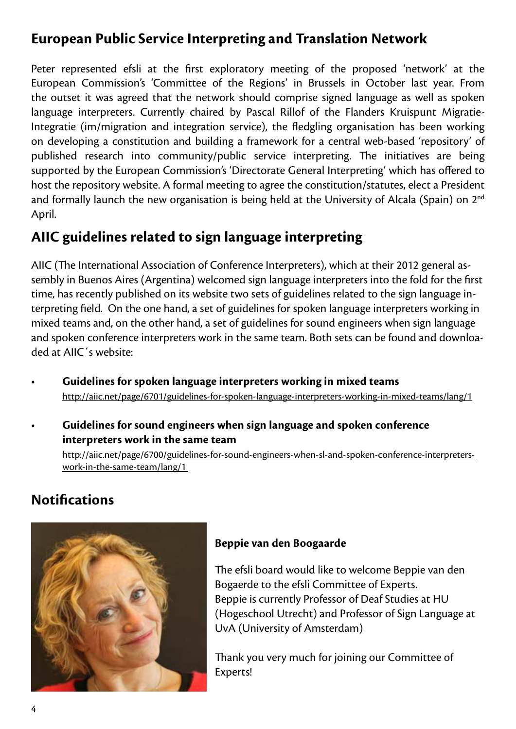## European Public Service Interpreting and Translation Network

Peter represented efsli at the first exploratory meeting of the proposed 'network' at the European Commission's 'Committee of the Regions' in Brussels in October last year. From the outset it was agreed that the network should comprise signed language as well as spoken language interpreters. Currently chaired by Pascal Rillof of the Flanders Kruispunt Migratie-Integratie (im/migration and integration service), the fledgling organisation has been working on developing a constitution and building a framework for a central web-based 'repository' of published research into community/public service interpreting. The initiatives are being supported by the European Commission's 'Directorate General Interpreting' which has offered to host the repository website. A formal meeting to agree the constitution/statutes, elect a President and formally launch the new organisation is being held at the University of Alcala (Spain) on 2nd April.

## AIIC guidelines related to sign language interpreting

AIIC (The International Association of Conference Interpreters), which at their 2012 general assembly in Buenos Aires (Argentina) welcomed sign language interpreters into the fold for the first time, has recently published on its website two sets of guidelines related to the sign language interpreting field. On the one hand, a set of guidelines for spoken language interpreters working in mixed teams and, on the other hand, a set of guidelines for sound engineers when sign language and spoken conference interpreters work in the same team. Both sets can be found and downloaded at AIIC´s website:

- **Guidelines for spoken language interpreters working in mixed teams**
  http://aiic.net/page/6701/guidelines-for-spoken-language-interpreters-working-in-mixed-teams/lang/1
- **Guidelines for sound engineers when sign language and spoken conference interpreters work in the same team**
  http://aiic.net/page/6700/guidelines-for-sound-engineers-when-sl-and-spoken-conference-interpreters-work-in-the-same-team/lang/1

## Notifications

**Beppie van den Boogaarde**

The efsli board would like to welcome Beppie van den Bogaerde to the efsli Committee of Experts.
Beppie is currently Professor of Deaf Studies at HU (Hogeschool Utrecht) and Professor of Sign Language at UvA (University of Amsterdam)

Thank you very much for joining our Committee of Experts!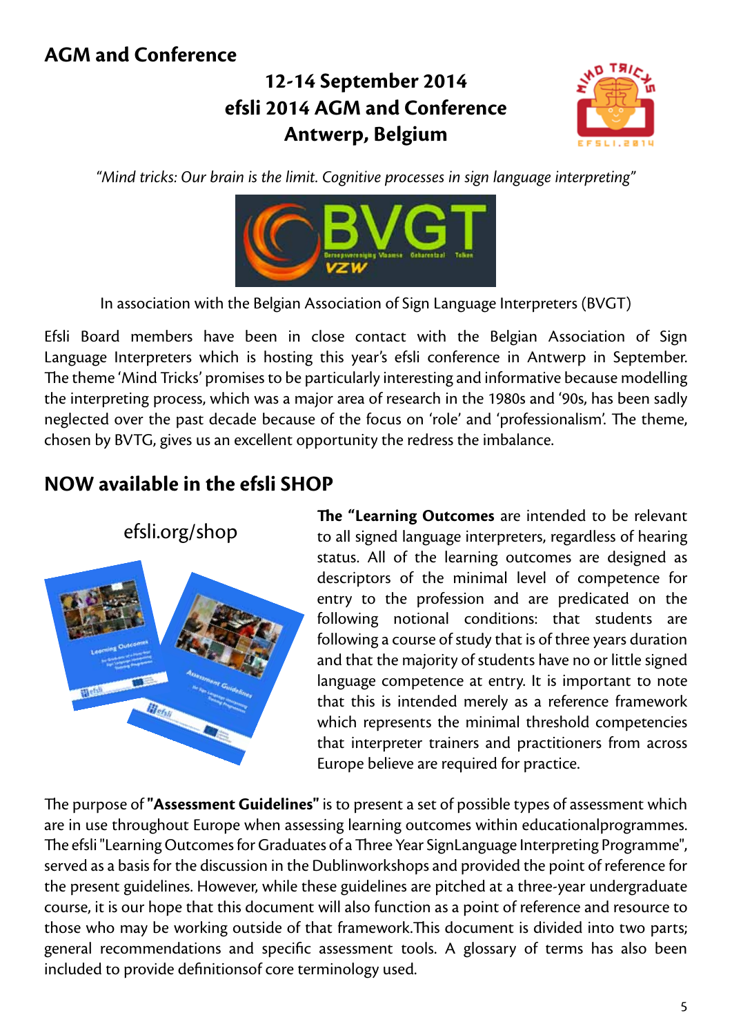## AGM and Conference

**12-14 September 2014**
**efsli 2014 AGM and Conference**
**Antwerp, Belgium**

*"Mind tricks: Our brain is the limit. Cognitive processes in sign language interpreting"*

In association with the Belgian Association of Sign Language Interpreters (BVGT)

Efsli Board members have been in close contact with the Belgian Association of Sign Language Interpreters which is hosting this year's efsli conference in Antwerp in September. The theme 'Mind Tricks' promises to be particularly interesting and informative because modelling the interpreting process, which was a major area of research in the 1980s and '90s, has been sadly neglected over the past decade because of the focus on 'role' and 'professionalism'. The theme, chosen by BVTG, gives us an excellent opportunity the redress the imbalance.

## NOW available in the efsli SHOP

efsli.org/shop

**The "Learning Outcomes** are intended to be relevant to all signed language interpreters, regardless of hearing status. All of the learning outcomes are designed as descriptors of the minimal level of competence for entry to the profession and are predicated on the following notional conditions: that students are following a course of study that is of three years duration and that the majority of students have no or little signed language competence at entry. It is important to note that this is intended merely as a reference framework which represents the minimal threshold competencies that interpreter trainers and practitioners from across Europe believe are required for practice.

The purpose of **"Assessment Guidelines"** is to present a set of possible types of assessment which are in use throughout Europe when assessing learning outcomes within educationalprogrammes. The efsli "Learning Outcomes for Graduates of a Three Year SignLanguage Interpreting Programme", served as a basis for the discussion in the Dublinworkshops and provided the point of reference for the present guidelines. However, while these guidelines are pitched at a three-year undergraduate course, it is our hope that this document will also function as a point of reference and resource to those who may be working outside of that framework.This document is divided into two parts; general recommendations and specific assessment tools. A glossary of terms has also been included to provide definitionsof core terminology used.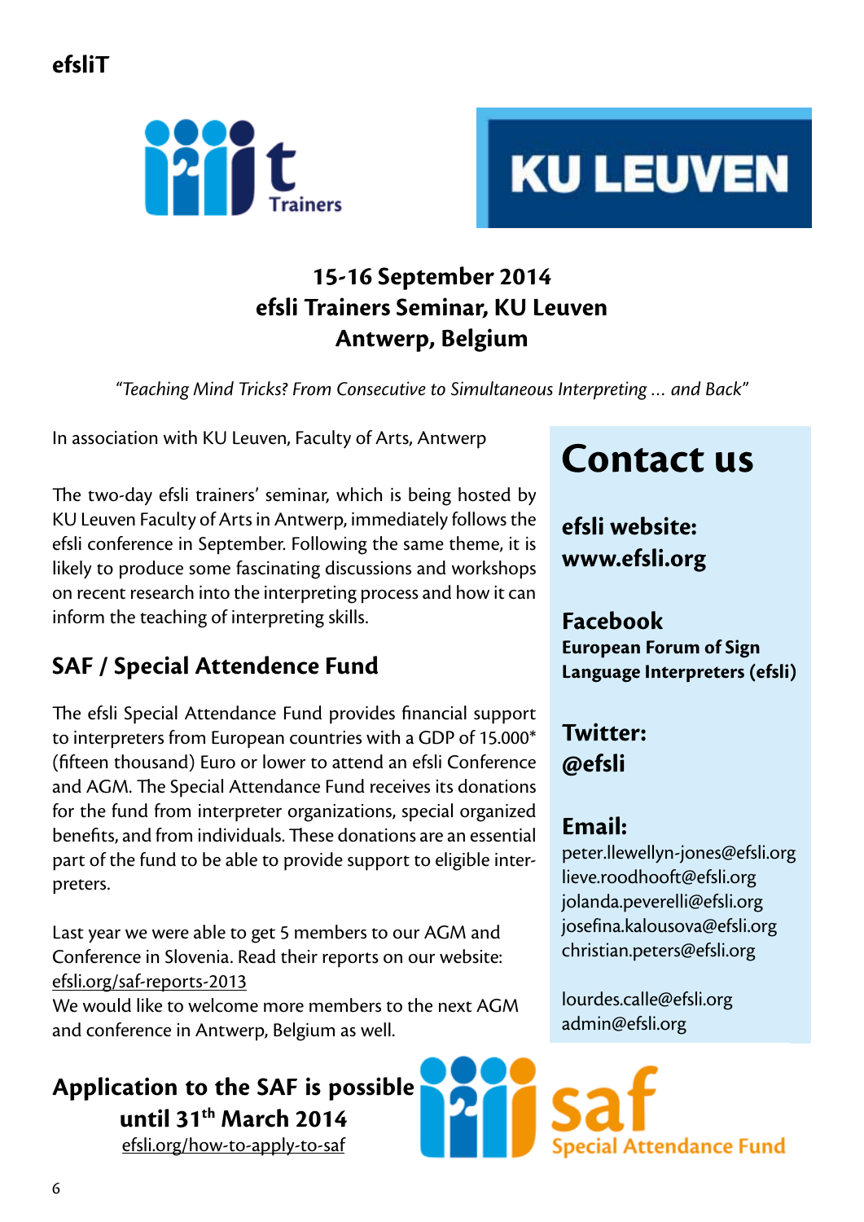**efsliT**

## 15-16 September 2014
## efsli Trainers Seminar, KU Leuven
## Antwerp, Belgium

*"Teaching Mind Tricks? From Consecutive to Simultaneous Interpreting ... and Back"*

In association with KU Leuven, Faculty of Arts, Antwerp

The two-day efsli trainers' seminar, which is being hosted by KU Leuven Faculty of Arts in Antwerp, immediately follows the efsli conference in September. Following the same theme, it is likely to produce some fascinating discussions and workshops on recent research into the interpreting process and how it can inform the teaching of interpreting skills.

## SAF / Special Attendence Fund

The efsli Special Attendance Fund provides financial support to interpreters from European countries with a GDP of 15.000* (fifteen thousand) Euro or lower to attend an efsli Conference and AGM. The Special Attendance Fund receives its donations for the fund from interpreter organizations, special organized benefits, and from individuals. These donations are an essential part of the fund to be able to provide support to eligible interpreters.

Last year we were able to get 5 members to our AGM and Conference in Slovenia. Read their reports on our website: efsli.org/saf-reports-2013
We would like to welcome more members to the next AGM and conference in Antwerp, Belgium as well.

**Application to the SAF is possible until 31th March 2014**
efsli.org/how-to-apply-to-saf

saf Special Attendance Fund

# Contact us

**efsli website: www.efsli.org**

**Facebook**
**European Forum of Sign Language Interpreters (efsli)**

**Twitter: @efsli**

**Email:**
peter.llewellyn-jones@efsli.org
lieve.roodhooft@efsli.org
jolanda.peverelli@efsli.org
josefina.kalousova@efsli.org
christian.peters@efsli.org

lourdes.calle@efsli.org
admin@efsli.org